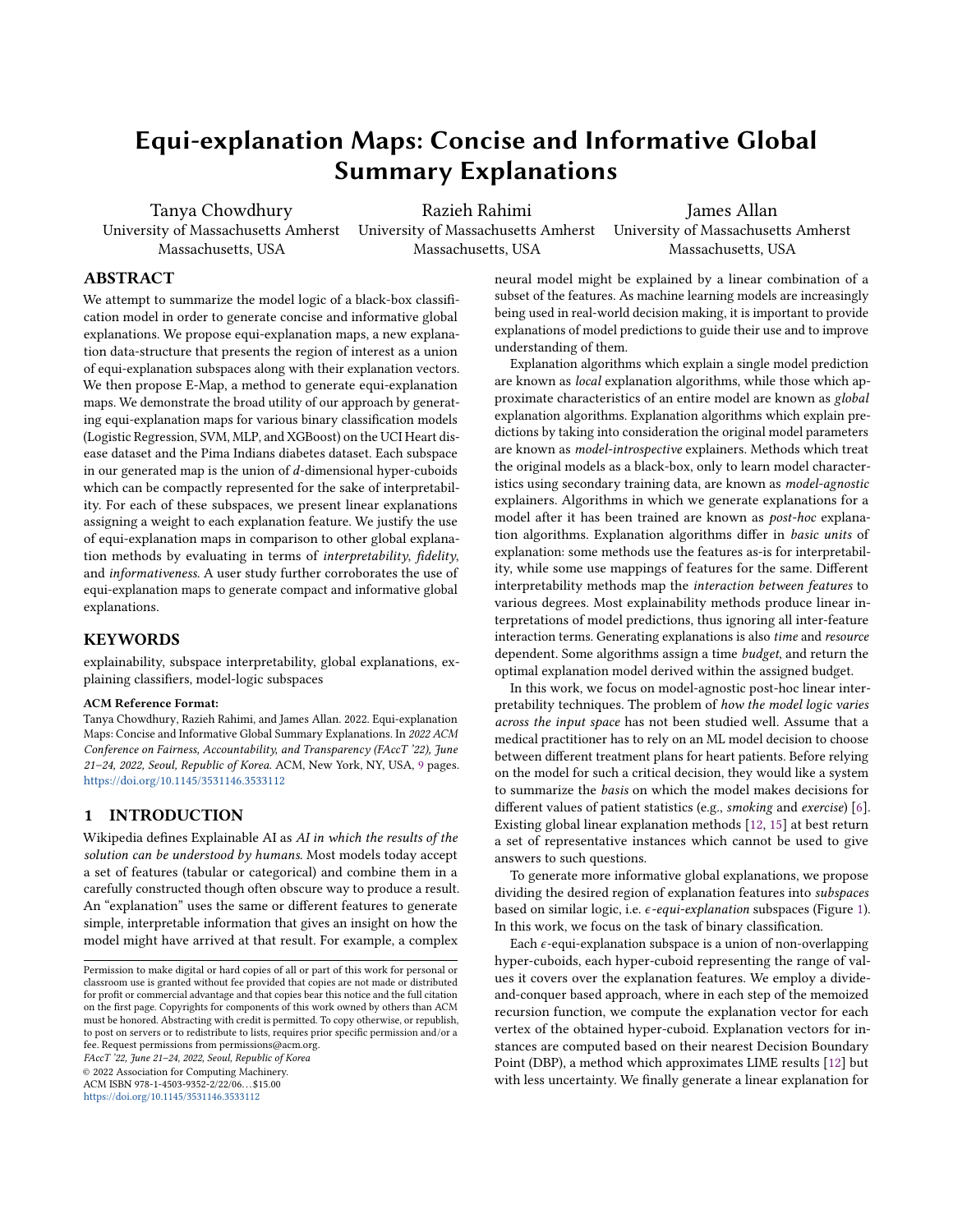# Equi-explanation Maps: Concise and Informative Global Summary Explanations

Tanya Chowdhury
University of Massachusetts Amherst
Massachusetts, USA

Razieh Rahimi
University of Massachusetts Amherst
Massachusetts, USA

James Allan
University of Massachusetts Amherst
Massachusetts, USA

## ABSTRACT

We attempt to summarize the model logic of a black-box classification model in order to generate concise and informative global explanations. We propose equi-explanation maps, a new explanation data-structure that presents the region of interest as a union of equi-explanation subspaces along with their explanation vectors. We then propose E-Map, a method to generate equi-explanation maps. We demonstrate the broad utility of our approach by generating equi-explanation maps for various binary classification models (Logistic Regression, SVM, MLP, and XGBoost) on the UCI Heart disease dataset and the Pima Indians diabetes dataset. Each subspace in our generated map is the union of $d$-dimensional hyper-cuboids which can be compactly represented for the sake of interpretability. For each of these subspaces, we present linear explanations assigning a weight to each explanation feature. We justify the use of equi-explanation maps in comparison to other global explanation methods by evaluating in terms of *interpretability*, *fidelity*, and *informativeness*. A user study further corroborates the use of equi-explanation maps to generate compact and informative global explanations.

## KEYWORDS

explainability, subspace interpretability, global explanations, explaining classifiers, model-logic subspaces

**ACM Reference Format:**
Tanya Chowdhury, Razieh Rahimi, and James Allan. 2022. Equi-explanation Maps: Concise and Informative Global Summary Explanations. In *2022 ACM Conference on Fairness, Accountability, and Transparency (FAccT '22), June 21–24, 2022, Seoul, Republic of Korea.* ACM, New York, NY, USA, 9 pages. https://doi.org/10.1145/3531146.3533112

## 1 INTRODUCTION

Wikipedia defines Explainable AI as *AI in which the results of the solution can be understood by humans*. Most models today accept a set of features (tabular or categorical) and combine them in a carefully constructed though often obscure way to produce a result. An "explanation" uses the same or different features to generate simple, interpretable information that gives an insight on how the model might have arrived at that result. For example, a complex neural model might be explained by a linear combination of a subset of the features. As machine learning models are increasingly being used in real-world decision making, it is important to provide explanations of model predictions to guide their use and to improve understanding of them.

Explanation algorithms which explain a single model prediction are known as *local* explanation algorithms, while those which approximate characteristics of an entire model are known as *global* explanation algorithms. Explanation algorithms which explain predictions by taking into consideration the original model parameters are known as *model-introspective* explainers. Methods which treat the original models as a black-box, only to learn model characteristics using secondary training data, are known as *model-agnostic* explainers. Algorithms in which we generate explanations for a model after it has been trained are known as *post-hoc* explanation algorithms. Explanation algorithms differ in *basic units* of explanation: some methods use the features as-is for interpretability, while some use mappings of features for the same. Different interpretability methods map the *interaction between features* to various degrees. Most explainability methods produce linear interpretations of model predictions, thus ignoring all inter-feature interaction terms. Generating explanations is also *time* and *resource* dependent. Some algorithms assign a time *budget*, and return the optimal explanation model derived within the assigned budget.

In this work, we focus on model-agnostic post-hoc linear interpretability techniques. The problem of *how the model logic varies across the input space* has not been studied well. Assume that a medical practitioner has to rely on an ML model decision to choose between different treatment plans for heart patients. Before relying on the model for such a critical decision, they would like a system to summarize the *basis* on which the model makes decisions for different values of patient statistics (e.g., *smoking* and *exercise*) [6]. Existing global linear explanation methods [12, 15] at best return a set of representative instances which cannot be used to give answers to such questions.

To generate more informative global explanations, we propose dividing the desired region of explanation features into *subspaces* based on similar logic, i.e. $\epsilon$*-equi-explanation* subspaces (Figure 1). In this work, we focus on the task of binary classification.

Each $\epsilon$-equi-explanation subspace is a union of non-overlapping hyper-cuboids, each hyper-cuboid representing the range of values it covers over the explanation features. We employ a divide-and-conquer based approach, where in each step of the memoized recursion function, we compute the explanation vector for each vertex of the obtained hyper-cuboid. Explanation vectors for instances are computed based on their nearest Decision Boundary Point (DBP), a method which approximates LIME results [12] but with less uncertainty. We finally generate a linear explanation for

Permission to make digital or hard copies of all or part of this work for personal or classroom use is granted without fee provided that copies are not made or distributed for profit or commercial advantage and that copies bear this notice and the full citation on the first page. Copyrights for components of this work owned by others than ACM must be honored. Abstracting with credit is permitted. To copy otherwise, or republish, to post on servers or to redistribute to lists, requires prior specific permission and/or a fee. Request permissions from permissions@acm.org.
*FAccT '22, June 21–24, 2022, Seoul, Republic of Korea*
© 2022 Association for Computing Machinery.
ACM ISBN 978-1-4503-9352-2/22/06...$15.00
https://doi.org/10.1145/3531146.3533112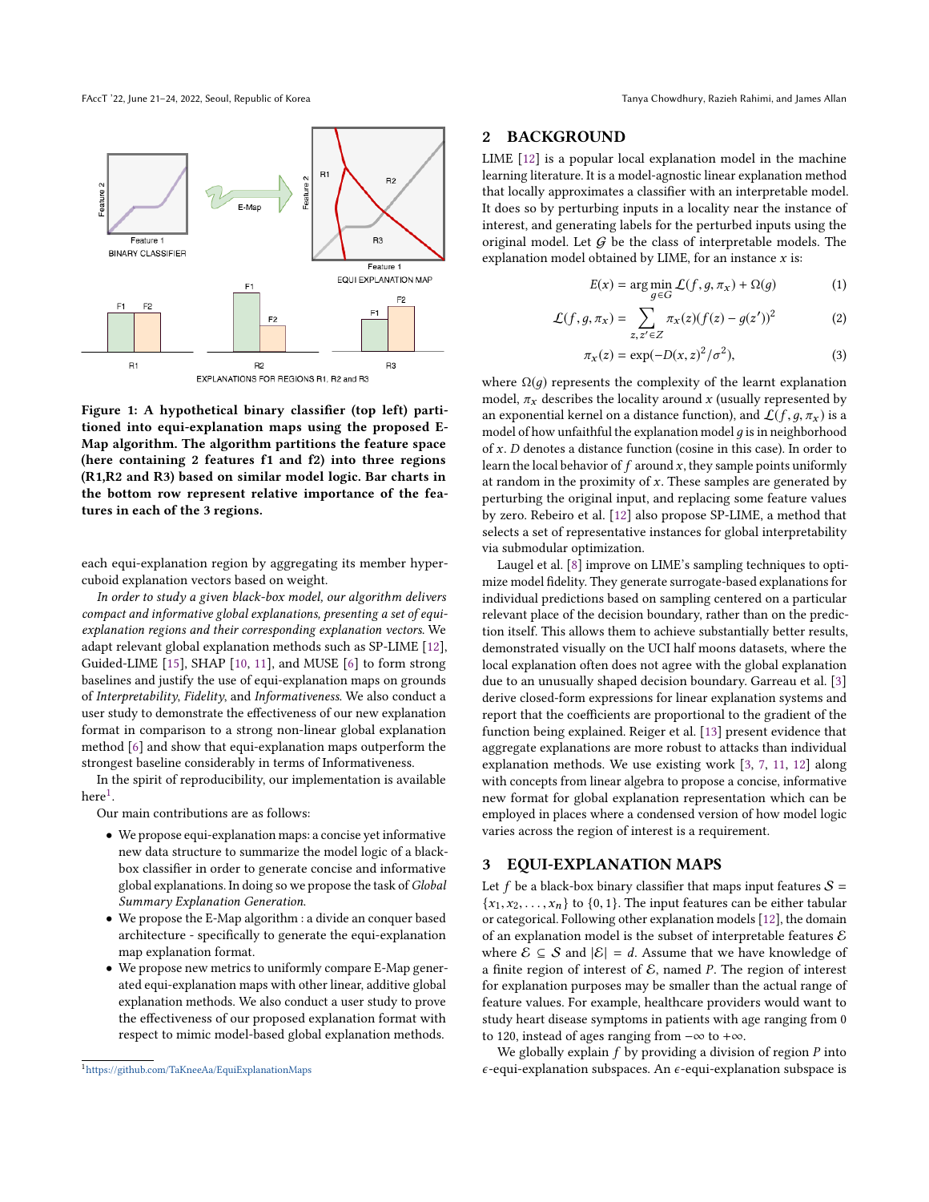Figure 1: A hypothetical binary classifier (top left) partitioned into equi-explanation maps using the proposed E-Map algorithm. The algorithm partitions the feature space (here containing 2 features f1 and f2) into three regions (R1,R2 and R3) based on similar model logic. Bar charts in the bottom row represent relative importance of the features in each of the 3 regions.

each equi-explanation region by aggregating its member hyper-cuboid explanation vectors based on weight.

*In order to study a given black-box model, our algorithm delivers compact and informative global explanations, presenting a set of equi-explanation regions and their corresponding explanation vectors.* We adapt relevant global explanation methods such as SP-LIME [12], Guided-LIME [15], SHAP [10, 11], and MUSE [6] to form strong baselines and justify the use of equi-explanation maps on grounds of *Interpretability*, *Fidelity*, and *Informativeness*. We also conduct a user study to demonstrate the effectiveness of our new explanation format in comparison to a strong non-linear global explanation method [6] and show that equi-explanation maps outperform the strongest baseline considerably in terms of Informativeness.

In the spirit of reproducibility, our implementation is available here[1].

Our main contributions are as follows:

- We propose equi-explanation maps: a concise yet informative new data structure to summarize the model logic of a black-box classifier in order to generate concise and informative global explanations. In doing so we propose the task of *Global Summary Explanation Generation*.
- We propose the E-Map algorithm : a divide an conquer based architecture - specifically to generate the equi-explanation map explanation format.
- We propose new metrics to uniformly compare E-Map generated equi-explanation maps with other linear, additive global explanation methods. We also conduct a user study to prove the effectiveness of our proposed explanation format with respect to mimic model-based global explanation methods.

[1] https://github.com/TaKneeAa/EquiExplanationMaps

## 2 BACKGROUND

LIME [12] is a popular local explanation model in the machine learning literature. It is a model-agnostic linear explanation method that locally approximates a classifier with an interpretable model. It does so by perturbing inputs in a locality near the instance of interest, and generating labels for the perturbed inputs using the original model. Let $G$ be the class of interpretable models. The explanation model obtained by LIME, for an instance $x$ is:

$$E(x) = \arg\min_{g \in G} \mathcal{L}(f, g, \pi_x) + \Omega(g) \tag{1}$$

$$\mathcal{L}(f, g, \pi_x) = \sum_{z, z' \in Z} \pi_x(z)(f(z) - g(z'))^2 \tag{2}$$

$$\pi_x(z) = \exp(-D(x, z)^2/\sigma^2), \tag{3}$$

where $\Omega(g)$ represents the complexity of the learnt explanation model, $\pi_x$ describes the locality around $x$ (usually represented by an exponential kernel on a distance function), and $\mathcal{L}(f, g, \pi_x)$ is a model of how unfaithful the explanation model $g$ is in neighborhood of $x$. $D$ denotes a distance function (cosine in this case). In order to learn the local behavior of $f$ around $x$, they sample points uniformly at random in the proximity of $x$. These samples are generated by perturbing the original input, and replacing some feature values by zero. Rebeiro et al. [12] also propose SP-LIME, a method that selects a set of representative instances for global interpretability via submodular optimization.

Laugel et al. [8] improve on LIME's sampling techniques to optimize model fidelity. They generate surrogate-based explanations for individual predictions based on sampling centered on a particular relevant place of the decision boundary, rather than on the prediction itself. This allows them to achieve substantially better results, demonstrated visually on the UCI half moons datasets, where the local explanation often does not agree with the global explanation due to an unusually shaped decision boundary. Garreau et al. [3] derive closed-form expressions for linear explanation systems and report that the coefficients are proportional to the gradient of the function being explained. Reiger et al. [13] present evidence that aggregate explanations are more robust to attacks than individual explanation methods. We use existing work [3, 7, 11, 12] along with concepts from linear algebra to propose a concise, informative new format for global explanation representation which can be employed in places where a condensed version of how model logic varies across the region of interest is a requirement.

## 3 EQUI-EXPLANATION MAPS

Let $f$ be a black-box binary classifier that maps input features $\mathcal{S} = \{x_1, x_2, \ldots, x_n\}$ to $\{0, 1\}$. The input features can be either tabular or categorical. Following other explanation models [12], the domain of an explanation model is the subset of interpretable features $\mathcal{E}$ where $\mathcal{E} \subseteq \mathcal{S}$ and $|\mathcal{E}| = d$. Assume that we have knowledge of a finite region of interest of $\mathcal{E}$, named $P$. The region of interest for explanation purposes may be smaller than the actual range of feature values. For example, healthcare providers would want to study heart disease symptoms in patients with age ranging from 0 to 120, instead of ages ranging from $-\infty$ to $+\infty$.

We globally explain $f$ by providing a division of region $P$ into $\epsilon$-equi-explanation subspaces. An $\epsilon$-equi-explanation subspace is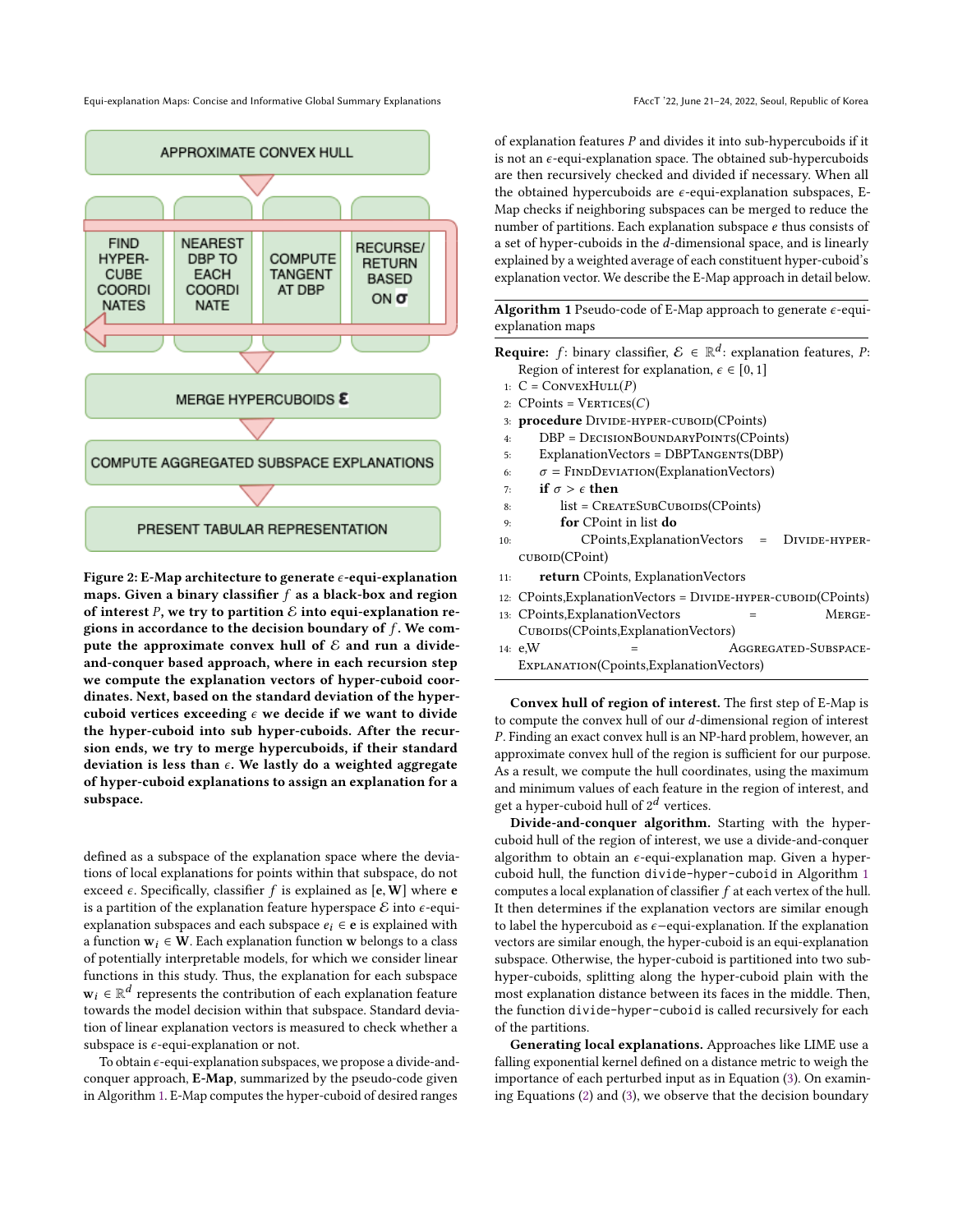APPROXIMATE CONVEX HULL

FIND HYPER-CUBE COORDINATES | NEAREST DBP TO EACH COORDINATE | COMPUTE TANGENT AT DBP | RECURSE/ RETURN BASED ON $\sigma$

MERGE HYPERCUBOIDS $\mathcal{E}$

COMPUTE AGGREGATED SUBSPACE EXPLANATIONS

PRESENT TABULAR REPRESENTATION

**Figure 2: E-Map architecture to generate $\epsilon$-equi-explanation maps. Given a binary classifier $f$ as a black-box and region of interest $P$, we try to partition $\mathcal{E}$ into equi-explanation regions in accordance to the decision boundary of $f$. We compute the approximate convex hull of $\mathcal{E}$ and run a divide-and-conquer based approach, where in each recursion step we compute the explanation vectors of hyper-cuboid coordinates. Next, based on the standard deviation of the hyper-cuboid vertices exceeding $\epsilon$ we decide if we want to divide the hyper-cuboid into sub hyper-cuboids. After the recursion ends, we try to merge hypercuboids, if their standard deviation is less than $\epsilon$. We lastly do a weighted aggregate of hyper-cuboid explanations to assign an explanation for a subspace.**

defined as a subspace of the explanation space where the deviations of local explanations for points within that subspace, do not exceed $\epsilon$. Specifically, classifier $f$ is explained as $[\mathbf{e}, \mathbf{W}]$ where $\mathbf{e}$ is a partition of the explanation feature hyperspace $\mathcal{E}$ into $\epsilon$-equi-explanation subspaces and each subspace $e_i \in \mathbf{e}$ is explained with a function $\mathbf{w}_i \in \mathbf{W}$. Each explanation function $\mathbf{w}$ belongs to a class of potentially interpretable models, for which we consider linear functions in this study. Thus, the explanation for each subspace $\mathbf{w}_i \in \mathbb{R}^d$ represents the contribution of each explanation feature towards the model decision within that subspace. Standard deviation of linear explanation vectors is measured to check whether a subspace is $\epsilon$-equi-explanation or not.

To obtain $\epsilon$-equi-explanation subspaces, we propose a divide-and-conquer approach, **E-Map**, summarized by the pseudo-code given in Algorithm 1. E-Map computes the hyper-cuboid of desired ranges of explanation features $P$ and divides it into sub-hypercuboids if it is not an $\epsilon$-equi-explanation space. The obtained sub-hypercuboids are then recursively checked and divided if necessary. When all the obtained hypercuboids are $\epsilon$-equi-explanation subspaces, E-Map checks if neighboring subspaces can be merged to reduce the number of partitions. Each explanation subspace $e$ thus consists of a set of hyper-cuboids in the $d$-dimensional space, and is linearly explained by a weighted average of each constituent hyper-cuboid's explanation vector. We describe the E-Map approach in detail below.

**Algorithm 1** Pseudo-code of E-Map approach to generate $\epsilon$-equi-explanation maps

```
Require: f: binary classifier, ℰ ∈ ℝ^d: explanation features, P: Region of interest for explanation, ε ∈ [0, 1]
1:  C = ConvexHull(P)
2:  CPoints = Vertices(C)
3:  procedure Divide-hyper-cuboid(CPoints)
4:      DBP = DecisionBoundaryPoints(CPoints)
5:      ExplanationVectors = DBPTangents(DBP)
6:      σ = FindDeviation(ExplanationVectors)
7:      if σ > ε then
8:          list = CreateSubCuboids(CPoints)
9:          for CPoint in list do
10:             CPoints,ExplanationVectors = Divide-hyper-cuboid(CPoint)
11:     return CPoints, ExplanationVectors
12: CPoints,ExplanationVectors = Divide-hyper-cuboid(CPoints)
13: CPoints,ExplanationVectors = Merge-Cuboids(CPoints,ExplanationVectors)
14: e,W = Aggregated-Subspace-Explanation(Cpoints,ExplanationVectors)
```

**Convex hull of region of interest.** The first step of E-Map is to compute the convex hull of our $d$-dimensional region of interest $P$. Finding an exact convex hull is an NP-hard problem, however, an approximate convex hull of the region is sufficient for our purpose. As a result, we compute the hull coordinates, using the maximum and minimum values of each feature in the region of interest, and get a hyper-cuboid hull of $2^d$ vertices.

**Divide-and-conquer algorithm.** Starting with the hyper-cuboid hull of the region of interest, we use a divide-and-conquer algorithm to obtain an $\epsilon$-equi-explanation map. Given a hyper-cuboid hull, the function `divide-hyper-cuboid` in Algorithm 1 computes a local explanation of classifier $f$ at each vertex of the hull. It then determines if the explanation vectors are similar enough to label the hypercuboid as $\epsilon$−equi-explanation. If the explanation vectors are similar enough, the hyper-cuboid is an equi-explanation subspace. Otherwise, the hyper-cuboid is partitioned into two sub-hyper-cuboids, splitting along the hyper-cuboid plain with the most explanation distance between its faces in the middle. Then, the function `divide-hyper-cuboid` is called recursively for each of the partitions.

**Generating local explanations.** Approaches like LIME use a falling exponential kernel defined on a distance metric to weigh the importance of each perturbed input as in Equation (3). On examining Equations (2) and (3), we observe that the decision boundary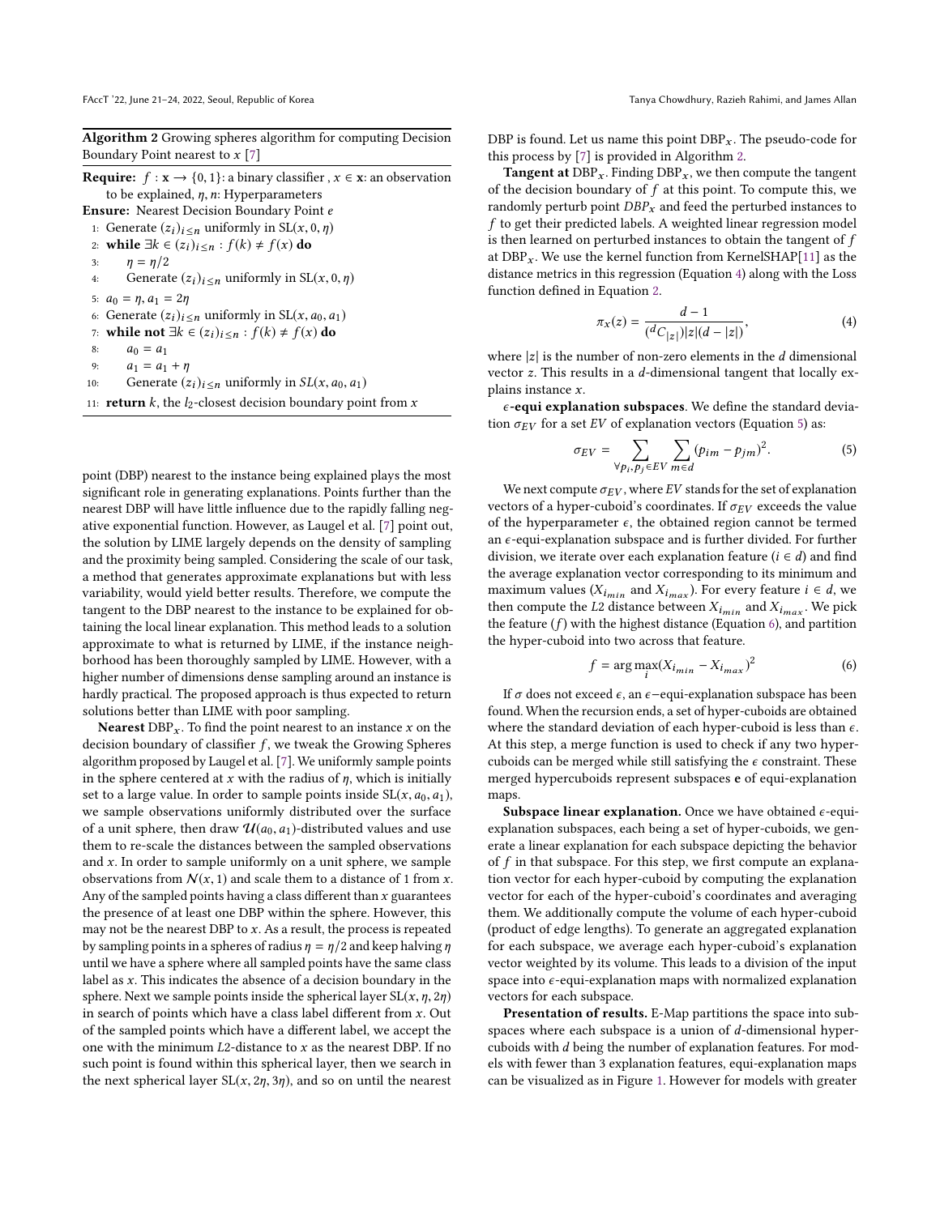**Algorithm 2** Growing spheres algorithm for computing Decision Boundary Point nearest to $x$ [7]

**Require:** $f : \mathbf{x} \rightarrow \{0, 1\}$: a binary classifier , $x \in \mathbf{x}$: an observation to be explained, $\eta$, $n$: Hyperparameters
**Ensure:** Nearest Decision Boundary Point $e$

1: Generate $(z_i)_{i \leq n}$ uniformly in $\mathrm{SL}(x, 0, \eta)$
2: **while** $\exists k \in (z_i)_{i \leq n} : f(k) \neq f(x)$ **do**
3: $\quad \eta = \eta/2$
4: $\quad$ Generate $(z_i)_{i \leq n}$ uniformly in $\mathrm{SL}(x, 0, \eta)$
5: $a_0 = \eta, a_1 = 2\eta$
6: Generate $(z_i)_{i \leq n}$ uniformly in $\mathrm{SL}(x, a_0, a_1)$
7: **while not** $\exists k \in (z_i)_{i \leq n} : f(k) \neq f(x)$ **do**
8: $\quad a_0 = a_1$
9: $\quad a_1 = a_1 + \eta$
10: $\quad$ Generate $(z_i)_{i \leq n}$ uniformly in $SL(x, a_0, a_1)$
11: **return** $k$, the $l_2$-closest decision boundary point from $x$

point (DBP) nearest to the instance being explained plays the most significant role in generating explanations. Points further than the nearest DBP will have little influence due to the rapidly falling negative exponential function. However, as Laugel et al. [7] point out, the solution by LIME largely depends on the density of sampling and the proximity being sampled. Considering the scale of our task, a method that generates approximate explanations but with less variability, would yield better results. Therefore, we compute the tangent to the DBP nearest to the instance to be explained for obtaining the local linear explanation. This method leads to a solution approximate to what is returned by LIME, if the instance neighborhood has been thoroughly sampled by LIME. However, with a higher number of dimensions dense sampling around an instance is hardly practical. The proposed approach is thus expected to return solutions better than LIME with poor sampling.

**Nearest** $\mathrm{DBP}_x$. To find the point nearest to an instance $x$ on the decision boundary of classifier $f$, we tweak the Growing Spheres algorithm proposed by Laugel et al. [7]. We uniformly sample points in the sphere centered at $x$ with the radius of $\eta$, which is initially set to a large value. In order to sample points inside $\mathrm{SL}(x, a_0, a_1)$, we sample observations uniformly distributed over the surface of a unit sphere, then draw $\mathcal{U}(a_0, a_1)$-distributed values and use them to re-scale the distances between the sampled observations and $x$. In order to sample uniformly on a unit sphere, we sample observations from $\mathcal{N}(x, 1)$ and scale them to a distance of 1 from $x$. Any of the sampled points having a class different than $x$ guarantees the presence of at least one DBP within the sphere. However, this may not be the nearest DBP to $x$. As a result, the process is repeated by sampling points in a spheres of radius $\eta = \eta/2$ and keep halving $\eta$ until we have a sphere where all sampled points have the same class label as $x$. This indicates the absence of a decision boundary in the sphere. Next we sample points inside the spherical layer $\mathrm{SL}(x, \eta, 2\eta)$ in search of points which have a class label different from $x$. Out of the sampled points which have a different label, we accept the one with the minimum $L2$-distance to $x$ as the nearest DBP. If no such point is found within this spherical layer, then we search in the next spherical layer $\mathrm{SL}(x, 2\eta, 3\eta)$, and so on until the nearest DBP is found. Let us name this point $\mathrm{DBP}_x$. The pseudo-code for this process by [7] is provided in Algorithm 2.

**Tangent at** $\mathrm{DBP}_x$. Finding $\mathrm{DBP}_x$, we then compute the tangent of the decision boundary of $f$ at this point. To compute this, we randomly perturb point $DBP_x$ and feed the perturbed instances to $f$ to get their predicted labels. A weighted linear regression model is then learned on perturbed instances to obtain the tangent of $f$ at $\mathrm{DBP}_x$. We use the kernel function from KernelSHAP[11] as the distance metrics in this regression (Equation 4) along with the Loss function defined in Equation 2.

$$\pi_x(z) = \frac{d-1}{({}^{d}C_{|z|})|z|(d-|z|)}, \tag{4}$$

where $|z|$ is the number of non-zero elements in the $d$ dimensional vector $z$. This results in a $d$-dimensional tangent that locally explains instance $x$.

**$\epsilon$-equi explanation subspaces**. We define the standard deviation $\sigma_{EV}$ for a set $EV$ of explanation vectors (Equation 5) as:

$$\sigma_{EV} = \sum_{\forall p_i, p_j \in EV} \sum_{m \in d} (p_{im} - p_{jm})^2. \tag{5}$$

We next compute $\sigma_{EV}$, where $EV$ stands for the set of explanation vectors of a hyper-cuboid's coordinates. If $\sigma_{EV}$ exceeds the value of the hyperparameter $\epsilon$, the obtained region cannot be termed an $\epsilon$-equi-explanation subspace and is further divided. For further division, we iterate over each explanation feature ($i \in d$) and find the average explanation vector corresponding to its minimum and maximum values ($X_{i_{min}}$ and $X_{i_{max}}$). For every feature $i \in d$, we then compute the $L2$ distance between $X_{i_{min}}$ and $X_{i_{max}}$. We pick the feature ($f$) with the highest distance (Equation 6), and partition the hyper-cuboid into two across that feature.

$$f = \arg\max_i (X_{i_{min}} - X_{i_{max}})^2 \tag{6}$$

If $\sigma$ does not exceed $\epsilon$, an $\epsilon$−equi-explanation subspace has been found. When the recursion ends, a set of hyper-cuboids are obtained where the standard deviation of each hyper-cuboid is less than $\epsilon$. At this step, a merge function is used to check if any two hyper-cuboids can be merged while still satisfying the $\epsilon$ constraint. These merged hypercuboids represent subspaces $\mathbf{e}$ of equi-explanation maps.

**Subspace linear explanation.** Once we have obtained $\epsilon$-equi-explanation subspaces, each being a set of hyper-cuboids, we generate a linear explanation for each subspace depicting the behavior of $f$ in that subspace. For this step, we first compute an explanation vector for each hyper-cuboid by computing the explanation vector for each of the hyper-cuboid's coordinates and averaging them. We additionally compute the volume of each hyper-cuboid (product of edge lengths). To generate an aggregated explanation for each subspace, we average each hyper-cuboid's explanation vector weighted by its volume. This leads to a division of the input space into $\epsilon$-equi-explanation maps with normalized explanation vectors for each subspace.

**Presentation of results.** E-Map partitions the space into subspaces where each subspace is a union of $d$-dimensional hyper-cuboids with $d$ being the number of explanation features. For models with fewer than 3 explanation features, equi-explanation maps can be visualized as in Figure 1. However for models with greater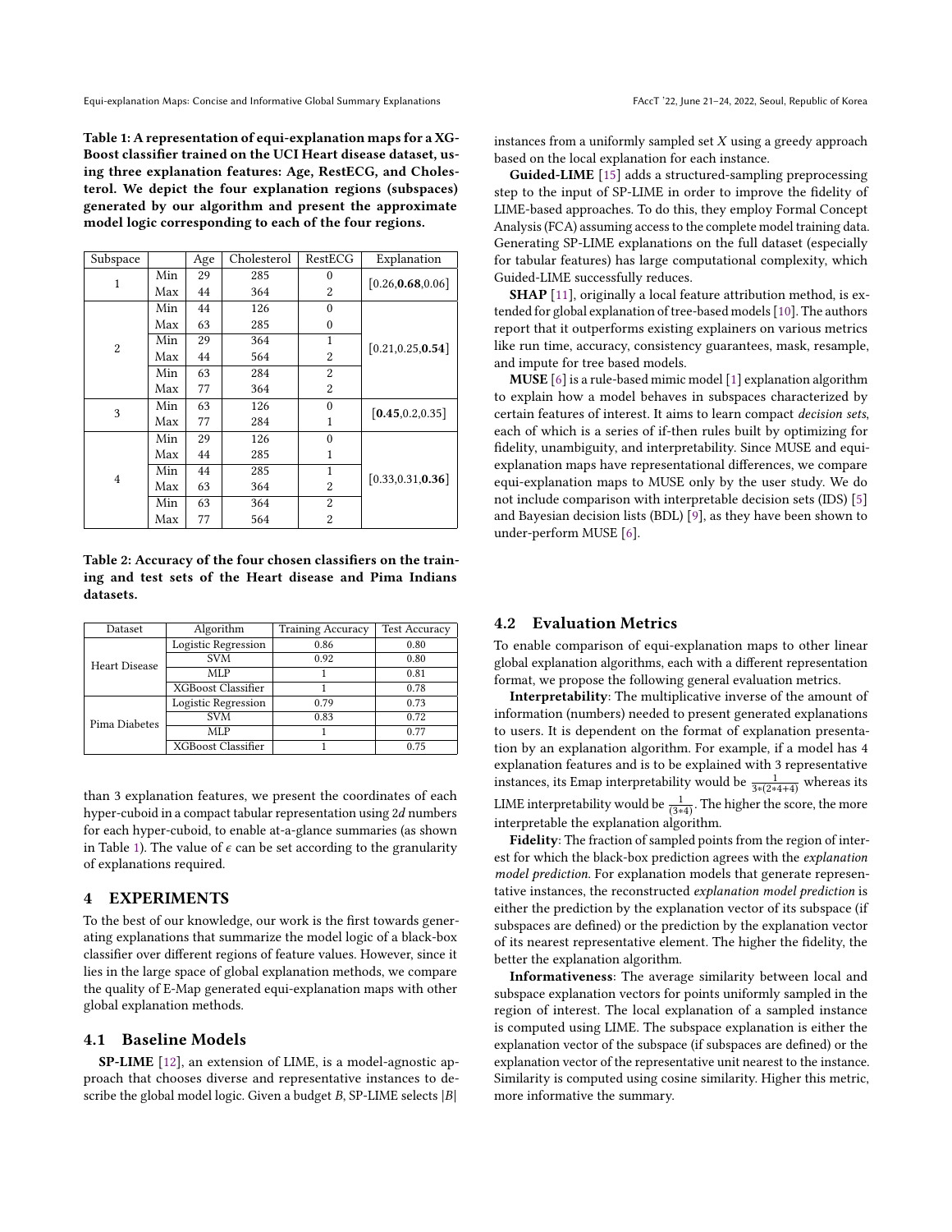**Table 1: A representation of equi-explanation maps for a XGBoost classifier trained on the UCI Heart disease dataset, using three explanation features: Age, RestECG, and Cholesterol. We depict the four explanation regions (subspaces) generated by our algorithm and present the approximate model logic corresponding to each of the four regions.**

| Subspace | | Age | Cholesterol | RestECG | Explanation |
|---|---|---|---|---|---|
| 1 | Min | 29 | 285 | 0 | [0.26,**0.68**,0.06] |
| | Max | 44 | 364 | 2 | |
| 2 | Min | 44 | 126 | 0 | [0.21,0.25,**0.54**] |
| | Max | 63 | 285 | 0 | |
| | Min | 29 | 364 | 1 | |
| | Max | 44 | 564 | 2 | |
| | Min | 63 | 284 | 2 | |
| | Max | 77 | 364 | 2 | |
| 3 | Min | 63 | 126 | 0 | [**0.45**,0.2,0.35] |
| | Max | 77 | 284 | 1 | |
| 4 | Min | 29 | 126 | 0 | [0.33,0.31,**0.36**] |
| | Max | 44 | 285 | 1 | |
| | Min | 44 | 285 | 1 | |
| | Max | 63 | 364 | 2 | |
| | Min | 63 | 364 | 2 | |
| | Max | 77 | 564 | 2 | |

**Table 2: Accuracy of the four chosen classifiers on the training and test sets of the Heart disease and Pima Indians datasets.**

| Dataset | Algorithm | Training Accuracy | Test Accuracy |
|---|---|---|---|
| Heart Disease | Logistic Regression | 0.86 | 0.80 |
| | SVM | 0.92 | 0.80 |
| | MLP | 1 | 0.81 |
| | XGBoost Classifier | 1 | 0.78 |
| Pima Diabetes | Logistic Regression | 0.79 | 0.73 |
| | SVM | 0.83 | 0.72 |
| | MLP | 1 | 0.77 |
| | XGBoost Classifier | 1 | 0.75 |

than 3 explanation features, we present the coordinates of each hyper-cuboid in a compact tabular representation using $2d$ numbers for each hyper-cuboid, to enable at-a-glance summaries (as shown in Table 1). The value of $\epsilon$ can be set according to the granularity of explanations required.

## 4 EXPERIMENTS

To the best of our knowledge, our work is the first towards generating explanations that summarize the model logic of a black-box classifier over different regions of feature values. However, since it lies in the large space of global explanation methods, we compare the quality of E-Map generated equi-explanation maps with other global explanation methods.

### 4.1 Baseline Models

**SP-LIME** [12], an extension of LIME, is a model-agnostic approach that chooses diverse and representative instances to describe the global model logic. Given a budget $B$, SP-LIME selects $|B|$ instances from a uniformly sampled set $X$ using a greedy approach based on the local explanation for each instance.

**Guided-LIME** [15] adds a structured-sampling preprocessing step to the input of SP-LIME in order to improve the fidelity of LIME-based approaches. To do this, they employ Formal Concept Analysis (FCA) assuming access to the complete model training data. Generating SP-LIME explanations on the full dataset (especially for tabular features) has large computational complexity, which Guided-LIME successfully reduces.

**SHAP** [11], originally a local feature attribution method, is extended for global explanation of tree-based models [10]. The authors report that it outperforms existing explainers on various metrics like run time, accuracy, consistency guarantees, mask, resample, and impute for tree based models.

**MUSE** [6] is a rule-based mimic model [1] explanation algorithm to explain how a model behaves in subspaces characterized by certain features of interest. It aims to learn compact *decision sets*, each of which is a series of if-then rules built by optimizing for fidelity, unambiguity, and interpretability. Since MUSE and equi-explanation maps have representational differences, we compare equi-explanation maps to MUSE only by the user study. We do not include comparison with interpretable decision sets (IDS) [5] and Bayesian decision lists (BDL) [9], as they have been shown to under-perform MUSE [6].

### 4.2 Evaluation Metrics

To enable comparison of equi-explanation maps to other linear global explanation algorithms, each with a different representation format, we propose the following general evaluation metrics.

**Interpretability**: The multiplicative inverse of the amount of information (numbers) needed to present generated explanations to users. It is dependent on the format of explanation presentation by an explanation algorithm. For example, if a model has 4 explanation features and is to be explained with 3 representative instances, its Emap interpretability would be $\frac{1}{3*(2*4+4)}$ whereas its LIME interpretability would be $\frac{1}{(3*4)}$. The higher the score, the more interpretable the explanation algorithm.

**Fidelity**: The fraction of sampled points from the region of interest for which the black-box prediction agrees with the *explanation model prediction*. For explanation models that generate representative instances, the reconstructed *explanation model prediction* is either the prediction by the explanation vector of its subspace (if subspaces are defined) or the prediction by the explanation vector of its nearest representative element. The higher the fidelity, the better the explanation algorithm.

**Informativeness**: The average similarity between local and subspace explanation vectors for points uniformly sampled in the region of interest. The local explanation of a sampled instance is computed using LIME. The subspace explanation is either the explanation vector of the subspace (if subspaces are defined) or the explanation vector of the representative unit nearest to the instance. Similarity is computed using cosine similarity. Higher this metric, more informative the summary.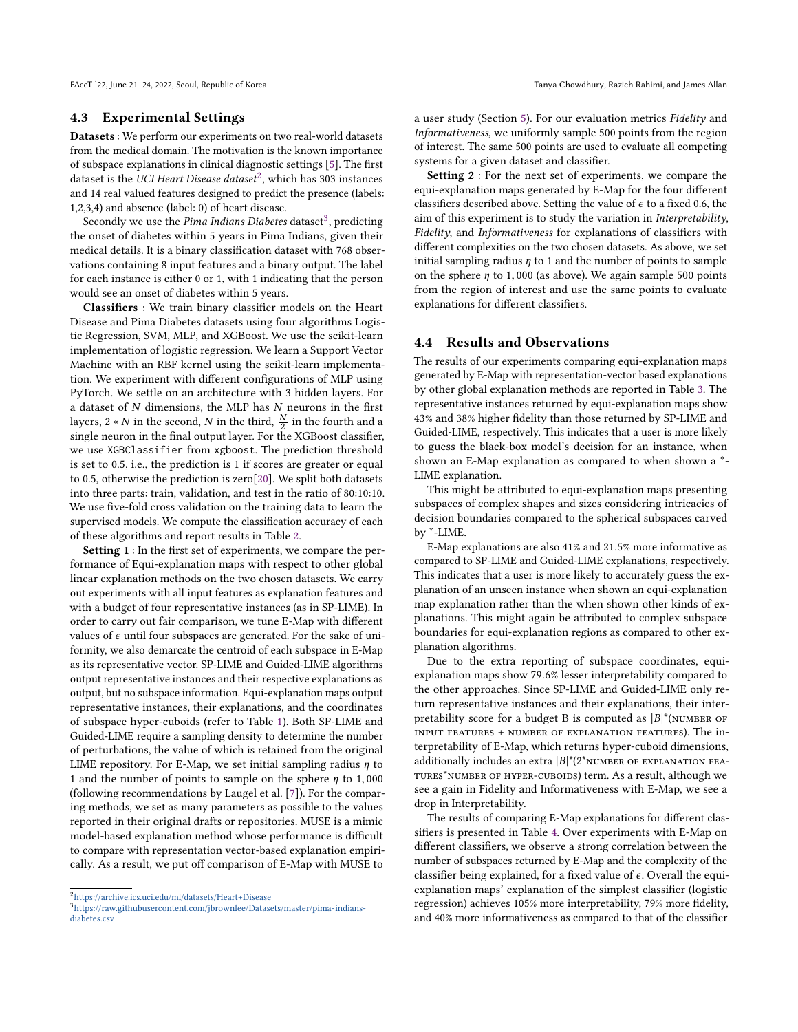### 4.3 Experimental Settings

**Datasets** : We perform our experiments on two real-world datasets from the medical domain. The motivation is the known importance of subspace explanations in clinical diagnostic settings [5]. The first dataset is the *UCI Heart Disease dataset*[2], which has 303 instances and 14 real valued features designed to predict the presence (labels: 1,2,3,4) and absence (label: 0) of heart disease.

Secondly we use the *Pima Indians Diabetes* dataset[3], predicting the onset of diabetes within 5 years in Pima Indians, given their medical details. It is a binary classification dataset with 768 observations containing 8 input features and a binary output. The label for each instance is either 0 or 1, with 1 indicating that the person would see an onset of diabetes within 5 years.

**Classifiers** : We train binary classifier models on the Heart Disease and Pima Diabetes datasets using four algorithms Logistic Regression, SVM, MLP, and XGBoost. We use the scikit-learn implementation of logistic regression. We learn a Support Vector Machine with an RBF kernel using the scikit-learn implementation. We experiment with different configurations of MLP using PyTorch. We settle on an architecture with 3 hidden layers. For a dataset of $N$ dimensions, the MLP has $N$ neurons in the first layers, $2 * N$ in the second, $N$ in the third, $\frac{N}{2}$ in the fourth and a single neuron in the final output layer. For the XGBoost classifier, we use `XGBClassifier` from `xgboost`. The prediction threshold is set to 0.5, i.e., the prediction is 1 if scores are greater or equal to 0.5, otherwise the prediction is zero[20]. We split both datasets into three parts: train, validation, and test in the ratio of 80:10:10. We use five-fold cross validation on the training data to learn the supervised models. We compute the classification accuracy of each of these algorithms and report results in Table 2.

**Setting 1** : In the first set of experiments, we compare the performance of Equi-explanation maps with respect to other global linear explanation methods on the two chosen datasets. We carry out experiments with all input features as explanation features and with a budget of four representative instances (as in SP-LIME). In order to carry out fair comparison, we tune E-Map with different values of $\epsilon$ until four subspaces are generated. For the sake of uniformity, we also demarcate the centroid of each subspace in E-Map as its representative vector. SP-LIME and Guided-LIME algorithms output representative instances and their respective explanations as output, but no subspace information. Equi-explanation maps output representative instances, their explanations, and the coordinates of subspace hyper-cuboids (refer to Table 1). Both SP-LIME and Guided-LIME require a sampling density to determine the number of perturbations, the value of which is retained from the original LIME repository. For E-Map, we set initial sampling radius $\eta$ to 1 and the number of points to sample on the sphere $\eta$ to 1,000 (following recommendations by Laugel et al. [7]). For the comparing methods, we set as many parameters as possible to the values reported in their original drafts or repositories. MUSE is a mimic model-based explanation method whose performance is difficult to compare with representation vector-based explanation empirically. As a result, we put off comparison of E-Map with MUSE to a user study (Section 5). For our evaluation metrics *Fidelity* and *Informativeness*, we uniformly sample 500 points from the region of interest. The same 500 points are used to evaluate all competing systems for a given dataset and classifier.

**Setting 2** : For the next set of experiments, we compare the equi-explanation maps generated by E-Map for the four different classifiers described above. Setting the value of $\epsilon$ to a fixed 0.6, the aim of this experiment is to study the variation in *Interpretability*, *Fidelity*, and *Informativeness* for explanations of classifiers with different complexities on the two chosen datasets. As above, we set initial sampling radius $\eta$ to 1 and the number of points to sample on the sphere $\eta$ to 1,000 (as above). We again sample 500 points from the region of interest and use the same points to evaluate explanations for different classifiers.

### 4.4 Results and Observations

The results of our experiments comparing equi-explanation maps generated by E-Map with representation-vector based explanations by other global explanation methods are reported in Table 3. The representative instances returned by equi-explanation maps show 43% and 38% higher fidelity than those returned by SP-LIME and Guided-LIME, respectively. This indicates that a user is more likely to guess the black-box model's decision for an instance, when shown an E-Map explanation as compared to when shown a *-LIME explanation.

This might be attributed to equi-explanation maps presenting subspaces of complex shapes and sizes considering intricacies of decision boundaries compared to the spherical subspaces carved by *-LIME.

E-Map explanations are also 41% and 21.5% more informative as compared to SP-LIME and Guided-LIME explanations, respectively. This indicates that a user is more likely to accurately guess the explanation of an unseen instance when shown an equi-explanation map explanation rather than the when shown other kinds of explanations. This might again be attributed to complex subspace boundaries for equi-explanation regions as compared to other explanation algorithms.

Due to the extra reporting of subspace coordinates, equi-explanation maps show 79.6% lesser interpretability compared to the other approaches. Since SP-LIME and Guided-LIME only return representative instances and their explanations, their interpretability score for a budget B is computed as $|B|$*(NUMBER OF INPUT FEATURES + NUMBER OF EXPLANATION FEATURES). The interpretability of E-Map, which returns hyper-cuboid dimensions, additionally includes an extra $|B|$*(2*NUMBER OF EXPLANATION FEATURES*NUMBER OF HYPER-CUBOIDS) term. As a result, although we see a gain in Fidelity and Informativeness with E-Map, we see a drop in Interpretability.

The results of comparing E-Map explanations for different classifiers is presented in Table 4. Over experiments with E-Map on different classifiers, we observe a strong correlation between the number of subspaces returned by E-Map and the complexity of the classifier being explained, for a fixed value of $\epsilon$. Overall the equi-explanation maps' explanation of the simplest classifier (logistic regression) achieves 105% more interpretability, 79% more fidelity, and 40% more informativeness as compared to that of the classifier

[2] https://archive.ics.uci.edu/ml/datasets/Heart+Disease

[3] https://raw.githubusercontent.com/jbrownlee/Datasets/master/pima-indians-diabetes.csv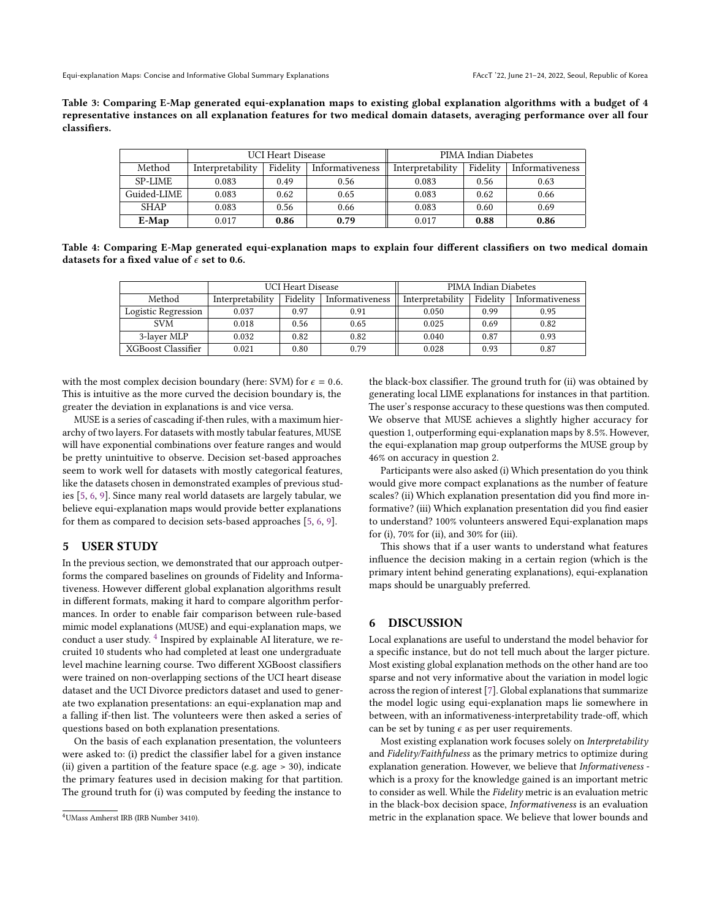**Table 3: Comparing E-Map generated equi-explanation maps to existing global explanation algorithms with a budget of 4 representative instances on all explanation features for two medical domain datasets, averaging performance over all four classifiers.**

| | UCI Heart Disease | | | PIMA Indian Diabetes | | |
|---|---|---|---|---|---|---|
| Method | Interpretability | Fidelity | Informativeness | Interpretability | Fidelity | Informativeness |
| SP-LIME | 0.083 | 0.49 | 0.56 | 0.083 | 0.56 | 0.63 |
| Guided-LIME | 0.083 | 0.62 | 0.65 | 0.083 | 0.62 | 0.66 |
| SHAP | 0.083 | 0.56 | 0.66 | 0.083 | 0.60 | 0.69 |
| **E-Map** | 0.017 | **0.86** | **0.79** | 0.017 | **0.88** | **0.86** |

**Table 4: Comparing E-Map generated equi-explanation maps to explain four different classifiers on two medical domain datasets for a fixed value of $\epsilon$ set to 0.6.**

| | UCI Heart Disease | | | PIMA Indian Diabetes | | |
|---|---|---|---|---|---|---|
| Method | Interpretability | Fidelity | Informativeness | Interpretability | Fidelity | Informativeness |
| Logistic Regression | 0.037 | 0.97 | 0.91 | 0.050 | 0.99 | 0.95 |
| SVM | 0.018 | 0.56 | 0.65 | 0.025 | 0.69 | 0.82 |
| 3-layer MLP | 0.032 | 0.82 | 0.82 | 0.040 | 0.87 | 0.93 |
| XGBoost Classifier | 0.021 | 0.80 | 0.79 | 0.028 | 0.93 | 0.87 |

with the most complex decision boundary (here: SVM) for $\epsilon = 0.6$. This is intuitive as the more curved the decision boundary is, the greater the deviation in explanations is and vice versa.

MUSE is a series of cascading if-then rules, with a maximum hierarchy of two layers. For datasets with mostly tabular features, MUSE will have exponential combinations over feature ranges and would be pretty unintuitive to observe. Decision set-based approaches seem to work well for datasets with mostly categorical features, like the datasets chosen in demonstrated examples of previous studies [5, 6, 9]. Since many real world datasets are largely tabular, we believe equi-explanation maps would provide better explanations for them as compared to decision sets-based approaches [5, 6, 9].

## 5 USER STUDY

In the previous section, we demonstrated that our approach outperforms the compared baselines on grounds of Fidelity and Informativeness. However different global explanation algorithms result in different formats, making it hard to compare algorithm performances. In order to enable fair comparison between rule-based mimic model explanations (MUSE) and equi-explanation maps, we conduct a user study. [4] Inspired by explainable AI literature, we recruited 10 students who had completed at least one undergraduate level machine learning course. Two different XGBoost classifiers were trained on non-overlapping sections of the UCI heart disease dataset and the UCI Divorce predictors dataset and used to generate two explanation presentations: an equi-explanation map and a falling if-then list. The volunteers were then asked a series of questions based on both explanation presentations.

On the basis of each explanation presentation, the volunteers were asked to: (i) predict the classifier label for a given instance (ii) given a partition of the feature space (e.g. age > 30), indicate the primary features used in decision making for that partition. The ground truth for (i) was computed by feeding the instance to the black-box classifier. The ground truth for (ii) was obtained by generating local LIME explanations for instances in that partition. The user's response accuracy to these questions was then computed. We observe that MUSE achieves a slightly higher accuracy for question 1, outperforming equi-explanation maps by 8.5%. However, the equi-explanation map group outperforms the MUSE group by 46% on accuracy in question 2.

Participants were also asked (i) Which presentation do you think would give more compact explanations as the number of feature scales? (ii) Which explanation presentation did you find more informative? (iii) Which explanation presentation did you find easier to understand? 100% volunteers answered Equi-explanation maps for (i), 70% for (ii), and 30% for (iii).

This shows that if a user wants to understand what features influence the decision making in a certain region (which is the primary intent behind generating explanations), equi-explanation maps should be unarguably preferred.

## 6 DISCUSSION

Local explanations are useful to understand the model behavior for a specific instance, but do not tell much about the larger picture. Most existing global explanation methods on the other hand are too sparse and not very informative about the variation in model logic across the region of interest [7]. Global explanations that summarize the model logic using equi-explanation maps lie somewhere in between, with an informativeness-interpretability trade-off, which can be set by tuning $\epsilon$ as per user requirements.

Most existing explanation work focuses solely on *Interpretability* and *Fidelity/Faithfulness* as the primary metrics to optimize during explanation generation. However, we believe that *Informativeness* - which is a proxy for the knowledge gained is an important metric to consider as well. While the *Fidelity* metric is an evaluation metric in the black-box decision space, *Informativeness* is an evaluation metric in the explanation space. We believe that lower bounds and

[4] UMass Amherst IRB (IRB Number 3410).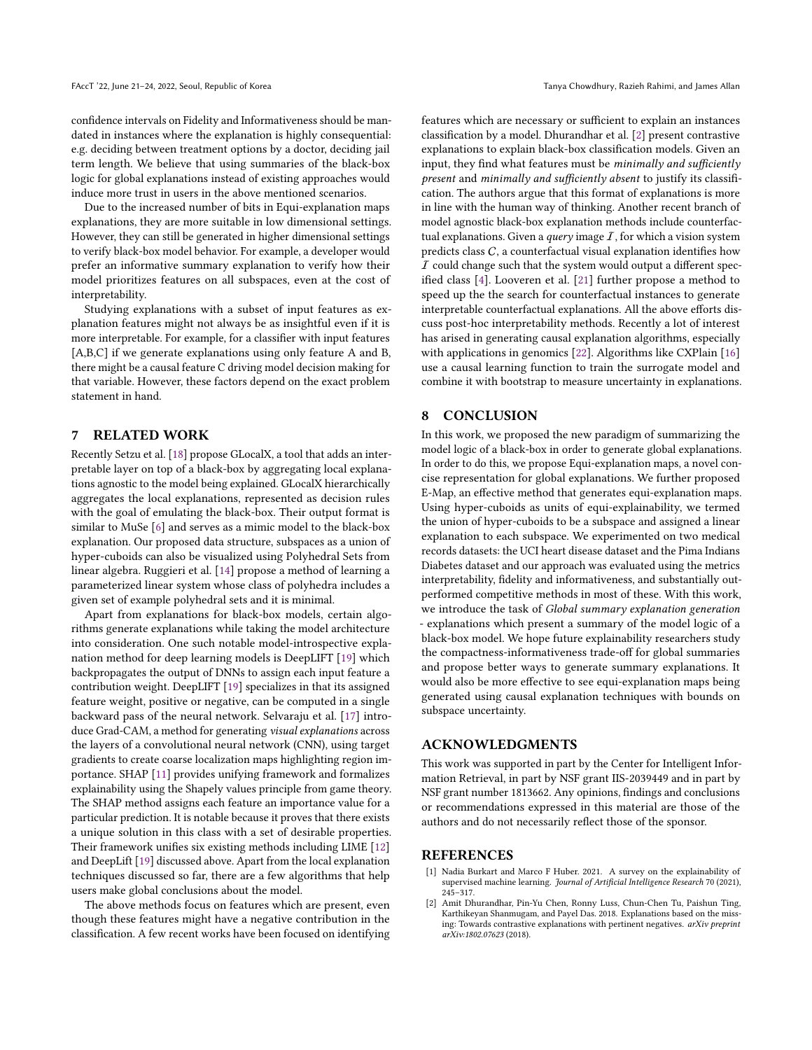confidence intervals on Fidelity and Informativeness should be mandated in instances where the explanation is highly consequential: e.g. deciding between treatment options by a doctor, deciding jail term length. We believe that using summaries of the black-box logic for global explanations instead of existing approaches would induce more trust in users in the above mentioned scenarios.

Due to the increased number of bits in Equi-explanation maps explanations, they are more suitable in low dimensional settings. However, they can still be generated in higher dimensional settings to verify black-box model behavior. For example, a developer would prefer an informative summary explanation to verify how their model prioritizes features on all subspaces, even at the cost of interpretability.

Studying explanations with a subset of input features as explanation features might not always be as insightful even if it is more interpretable. For example, for a classifier with input features [A,B,C] if we generate explanations using only feature A and B, there might be a causal feature C driving model decision making for that variable. However, these factors depend on the exact problem statement in hand.

## 7 RELATED WORK

Recently Setzu et al. [18] propose GLocalX, a tool that adds an interpretable layer on top of a black-box by aggregating local explanations agnostic to the model being explained. GLocalX hierarchically aggregates the local explanations, represented as decision rules with the goal of emulating the black-box. Their output format is similar to MuSe [6] and serves as a mimic model to the black-box explanation. Our proposed data structure, subspaces as a union of hyper-cuboids can also be visualized using Polyhedral Sets from linear algebra. Ruggieri et al. [14] propose a method of learning a parameterized linear system whose class of polyhedra includes a given set of example polyhedral sets and it is minimal.

Apart from explanations for black-box models, certain algorithms generate explanations while taking the model architecture into consideration. One such notable model-introspective explanation method for deep learning models is DeepLIFT [19] which backpropagates the output of DNNs to assign each input feature a contribution weight. DeepLIFT [19] specializes in that its assigned feature weight, positive or negative, can be computed in a single backward pass of the neural network. Selvaraju et al. [17] introduce Grad-CAM, a method for generating *visual explanations* across the layers of a convolutional neural network (CNN), using target gradients to create coarse localization maps highlighting region importance. SHAP [11] provides unifying framework and formalizes explainability using the Shapely values principle from game theory. The SHAP method assigns each feature an importance value for a particular prediction. It is notable because it proves that there exists a unique solution in this class with a set of desirable properties. Their framework unifies six existing methods including LIME [12] and DeepLift [19] discussed above. Apart from the local explanation techniques discussed so far, there are a few algorithms that help users make global conclusions about the model.

The above methods focus on features which are present, even though these features might have a negative contribution in the classification. A few recent works have been focused on identifying features which are necessary or sufficient to explain an instances classification by a model. Dhurandhar et al. [2] present contrastive explanations to explain black-box classification models. Given an input, they find what features must be *minimally and sufficiently present* and *minimally and sufficiently absent* to justify its classification. The authors argue that this format of explanations is more in line with the human way of thinking. Another recent branch of model agnostic black-box explanation methods include counterfactual explanations. Given a *query* image $\mathcal{I}$, for which a vision system predicts class $C$, a counterfactual visual explanation identifies how $\mathcal{I}$ could change such that the system would output a different specified class [4]. Looveren et al. [21] further propose a method to speed up the the search for counterfactual instances to generate interpretable counterfactual explanations. All the above efforts discuss post-hoc interpretability methods. Recently a lot of interest has arised in generating causal explanation algorithms, especially with applications in genomics [22]. Algorithms like CXPlain [16] use a causal learning function to train the surrogate model and combine it with bootstrap to measure uncertainty in explanations.

## 8 CONCLUSION

In this work, we proposed the new paradigm of summarizing the model logic of a black-box in order to generate global explanations. In order to do this, we propose Equi-explanation maps, a novel concise representation for global explanations. We further proposed E-Map, an effective method that generates equi-explanation Maps. Using hyper-cuboids as units of equi-explainability, we termed the union of hyper-cuboids to be a subspace and assigned a linear explanation to each subspace. We experimented on two medical records datasets: the UCI heart disease dataset and the Pima Indians Diabetes dataset and our approach was evaluated using the metrics interpretability, fidelity and informativeness, and substantially outperformed competitive methods in most of these. With this work, we introduce the task of *Global summary explanation generation* - explanations which present a summary of the model logic of a black-box model. We hope future explainability researchers study the compactness-informativeness trade-off for global summaries and propose better ways to generate summary explanations. It would also be more effective to see equi-explanation maps being generated using causal explanation techniques with bounds on subspace uncertainty.

## ACKNOWLEDGMENTS

This work was supported in part by the Center for Intelligent Information Retrieval, in part by NSF grant IIS-2039449 and in part by NSF grant number 1813662. Any opinions, findings and conclusions or recommendations expressed in this material are those of the authors and do not necessarily reflect those of the sponsor.

## REFERENCES

[1] Nadia Burkart and Marco F Huber. 2021. A survey on the explainability of supervised machine learning. *Journal of Artificial Intelligence Research* 70 (2021), 245–317.

[2] Amit Dhurandhar, Pin-Yu Chen, Ronny Luss, Chun-Chen Tu, Paishun Ting, Karthikeyan Shanmugam, and Payel Das. 2018. Explanations based on the missing: Towards contrastive explanations with pertinent negatives. *arXiv preprint arXiv:1802.07623* (2018).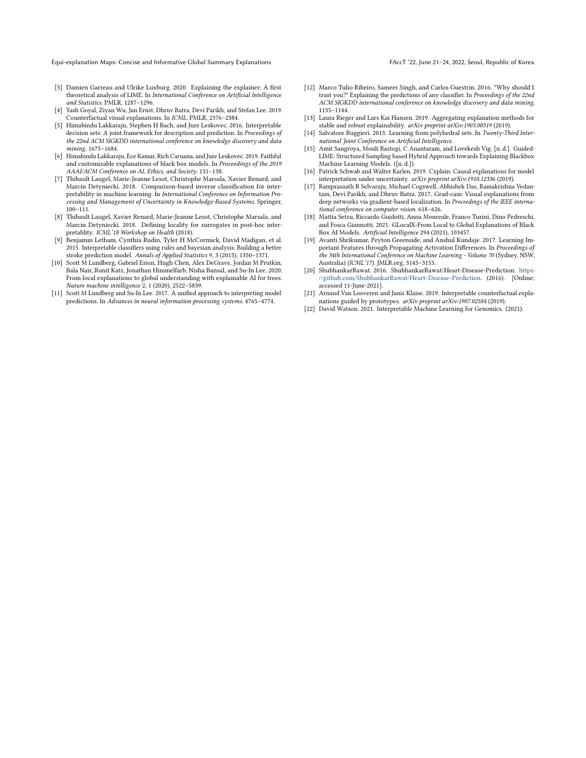[3] Damien Garreau and Ulrike Luxburg. 2020. Explaining the explainer: A first theoretical analysis of LIME. In *International Conference on Artificial Intelligence and Statistics*. PMLR, 1287–1296.

[4] Yash Goyal, Ziyan Wu, Jan Ernst, Dhruv Batra, Devi Parikh, and Stefan Lee. 2019. Counterfactual visual explanations. In *ICML*. PMLR, 2376–2384.

[5] Himabindu Lakkaraju, Stephen H Bach, and Jure Leskovec. 2016. Interpretable decision sets: A joint framework for description and prediction. In *Proceedings of the 22nd ACM SIGKDD international conference on knowledge discovery and data mining*. 1675–1684.

[6] Himabindu Lakkaraju, Ece Kamar, Rich Caruana, and Jure Leskovec. 2019. Faithful and customizable explanations of black box models. In *Proceedings of the 2019 AAAI/ACM Conference on AI, Ethics, and Society*. 131–138.

[7] Thibault Laugel, Marie-Jeanne Lesot, Christophe Marsala, Xavier Renard, and Marcin Detyniecki. 2018. Comparison-based inverse classification for interpretability in machine learning. In *International Conference on Information Processing and Management of Uncertainty in Knowledge-Based Systems*. Springer, 100–111.

[8] Thibault Laugel, Xavier Renard, Marie-Jeanne Lesot, Christophe Marsala, and Marcin Detyniecki. 2018. Defining locality for surrogates in post-hoc interpretablity. *ICML'18 Workshop on Health* (2018).

[9] Benjamin Letham, Cynthia Rudin, Tyler H McCormick, David Madigan, et al. 2015. Interpretable classifiers using rules and bayesian analysis: Building a better stroke prediction model. *Annals of Applied Statistics* 9, 3 (2015), 1350–1371.

[10] Scott M Lundberg, Gabriel Erion, Hugh Chen, Alex DeGrave, Jordan M Prutkin, Bala Nair, Ronit Katz, Jonathan Himmelfarb, Nisha Bansal, and Su-In Lee. 2020. From local explanations to global understanding with explainable AI for trees. *Nature machine intelligence* 2, 1 (2020), 2522–5839.

[11] Scott M Lundberg and Su-In Lee. 2017. A unified approach to interpreting model predictions. In *Advances in neural information processing systems*. 4765–4774.

[12] Marco Tulio Ribeiro, Sameer Singh, and Carlos Guestrin. 2016. "Why should I trust you?" Explaining the predictions of any classifier. In *Proceedings of the 22nd ACM SIGKDD international conference on knowledge discovery and data mining*. 1135–1144.

[13] Laura Rieger and Lars Kai Hansen. 2019. Aggregating explanation methods for stable and robust explainability. *arXiv preprint arXiv:1903.00519* (2019).

[14] Salvatore Ruggieri. 2013. Learning from polyhedral sets. In *Twenty-Third International Joint Conference on Artificial Intelligence*.

[15] Amit Sangroya, Mouli Rastogi, C Anantaram, and Lovekesh Vig. [n. d.]. Guided-LIME: Structured Sampling based Hybrid Approach towards Explaining Blackbox Machine Learning Models. ([n. d.]).

[16] Patrick Schwab and Walter Karlen. 2019. Cxplain: Causal explanations for model interpretation under uncertainty. *arXiv preprint arXiv:1910.12336* (2019).

[17] Ramprasaath R Selvaraju, Michael Cogswell, Abhishek Das, Ramakrishna Vedantam, Devi Parikh, and Dhruv Batra. 2017. Grad-cam: Visual explanations from deep networks via gradient-based localization. In *Proceedings of the IEEE international conference on computer vision*. 618–626.

[18] Mattia Setzu, Riccardo Guidotti, Anna Monreale, Franco Turini, Dino Pedreschi, and Fosca Giannotti. 2021. GLocalX-From Local to Global Explanations of Black Box AI Models. *Artificial Intelligence* 294 (2021), 103457.

[19] Avanti Shrikumar, Peyton Greenside, and Anshul Kundaje. 2017. Learning Important Features through Propagating Activation Differences. In *Proceedings of the 34th International Conference on Machine Learning - Volume 70* (Sydney, NSW, Australia) *(ICML'17)*. JMLR.org, 3145–3153.

[20] ShubhankarRawat. 2016. ShubhankarRawat/Heart-Disease-Prediction. https://github.com/ShubhankarRawat/Heart-Disease-Prediction. (2016). [Online; accessed 11-June-2021].

[21] Arnaud Van Looveren and Janis Klaise. 2019. Interpretable counterfactual explanations guided by prototypes. *arXiv preprint arXiv:1907.02584* (2019).

[22] David Watson. 2021. Interpretable Machine Learning for Genomics. (2021).